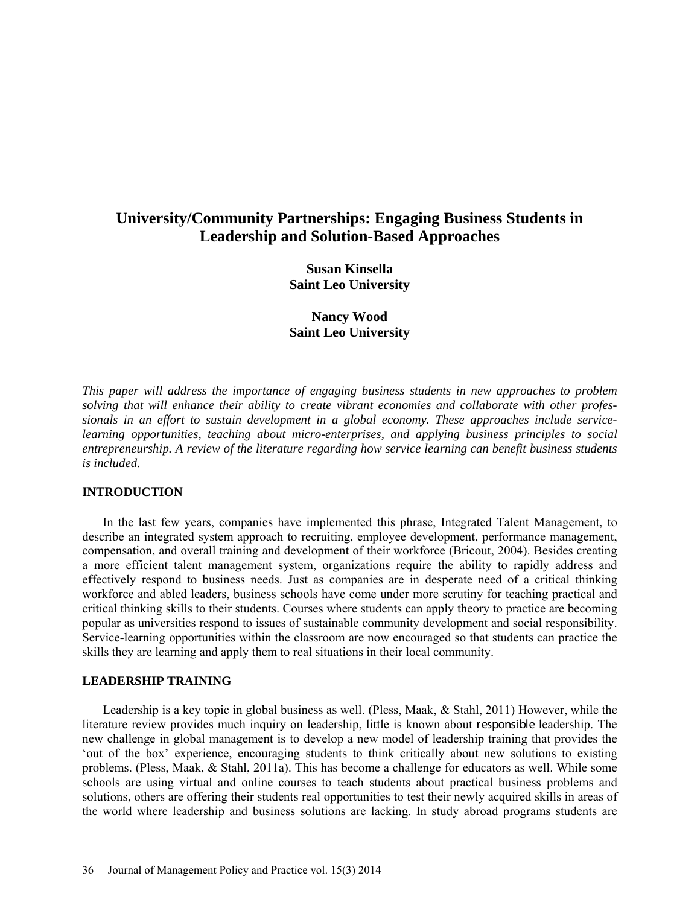# University/Community Partnerships: Engaging Business Students in Leadership and Solution-Based Approaches

**Susan Kinsella**
**Saint Leo University**

**Nancy Wood**
**Saint Leo University**

*This paper will address the importance of engaging business students in new approaches to problem solving that will enhance their ability to create vibrant economies and collaborate with other professionals in an effort to sustain development in a global economy. These approaches include service-learning opportunities, teaching about micro-enterprises, and applying business principles to social entrepreneurship. A review of the literature regarding how service learning can benefit business students is included.*

## INTRODUCTION

In the last few years, companies have implemented this phrase, Integrated Talent Management, to describe an integrated system approach to recruiting, employee development, performance management, compensation, and overall training and development of their workforce (Bricout, 2004). Besides creating a more efficient talent management system, organizations require the ability to rapidly address and effectively respond to business needs. Just as companies are in desperate need of a critical thinking workforce and abled leaders, business schools have come under more scrutiny for teaching practical and critical thinking skills to their students. Courses where students can apply theory to practice are becoming popular as universities respond to issues of sustainable community development and social responsibility. Service-learning opportunities within the classroom are now encouraged so that students can practice the skills they are learning and apply them to real situations in their local community.

## LEADERSHIP TRAINING

Leadership is a key topic in global business as well. (Pless, Maak, & Stahl, 2011) However, while the literature review provides much inquiry on leadership, little is known about *responsible* leadership. The new challenge in global management is to develop a new model of leadership training that provides the 'out of the box' experience, encouraging students to think critically about new solutions to existing problems. (Pless, Maak, & Stahl, 2011a). This has become a challenge for educators as well. While some schools are using virtual and online courses to teach students about practical business problems and solutions, others are offering their students real opportunities to test their newly acquired skills in areas of the world where leadership and business solutions are lacking. In study abroad programs students are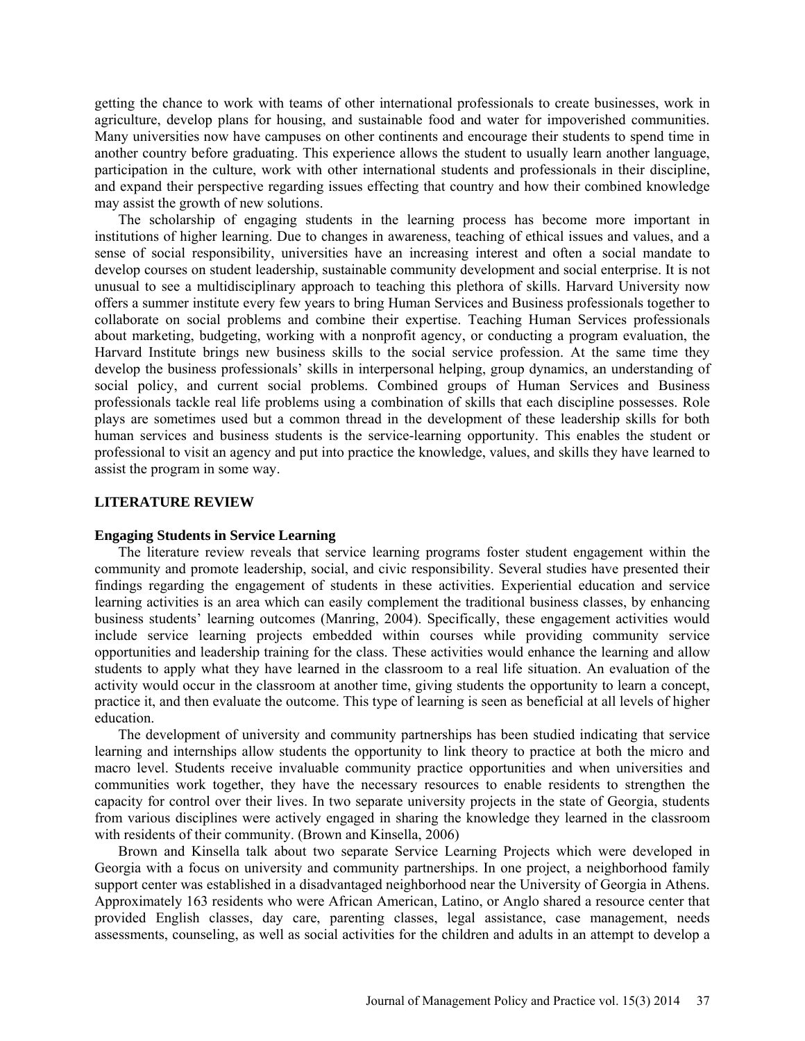getting the chance to work with teams of other international professionals to create businesses, work in agriculture, develop plans for housing, and sustainable food and water for impoverished communities. Many universities now have campuses on other continents and encourage their students to spend time in another country before graduating. This experience allows the student to usually learn another language, participation in the culture, work with other international students and professionals in their discipline, and expand their perspective regarding issues effecting that country and how their combined knowledge may assist the growth of new solutions.

The scholarship of engaging students in the learning process has become more important in institutions of higher learning. Due to changes in awareness, teaching of ethical issues and values, and a sense of social responsibility, universities have an increasing interest and often a social mandate to develop courses on student leadership, sustainable community development and social enterprise. It is not unusual to see a multidisciplinary approach to teaching this plethora of skills. Harvard University now offers a summer institute every few years to bring Human Services and Business professionals together to collaborate on social problems and combine their expertise. Teaching Human Services professionals about marketing, budgeting, working with a nonprofit agency, or conducting a program evaluation, the Harvard Institute brings new business skills to the social service profession. At the same time they develop the business professionals' skills in interpersonal helping, group dynamics, an understanding of social policy, and current social problems. Combined groups of Human Services and Business professionals tackle real life problems using a combination of skills that each discipline possesses. Role plays are sometimes used but a common thread in the development of these leadership skills for both human services and business students is the service-learning opportunity. This enables the student or professional to visit an agency and put into practice the knowledge, values, and skills they have learned to assist the program in some way.

## LITERATURE REVIEW

### Engaging Students in Service Learning

The literature review reveals that service learning programs foster student engagement within the community and promote leadership, social, and civic responsibility. Several studies have presented their findings regarding the engagement of students in these activities. Experiential education and service learning activities is an area which can easily complement the traditional business classes, by enhancing business students' learning outcomes (Manring, 2004). Specifically, these engagement activities would include service learning projects embedded within courses while providing community service opportunities and leadership training for the class. These activities would enhance the learning and allow students to apply what they have learned in the classroom to a real life situation. An evaluation of the activity would occur in the classroom at another time, giving students the opportunity to learn a concept, practice it, and then evaluate the outcome. This type of learning is seen as beneficial at all levels of higher education.

The development of university and community partnerships has been studied indicating that service learning and internships allow students the opportunity to link theory to practice at both the micro and macro level. Students receive invaluable community practice opportunities and when universities and communities work together, they have the necessary resources to enable residents to strengthen the capacity for control over their lives. In two separate university projects in the state of Georgia, students from various disciplines were actively engaged in sharing the knowledge they learned in the classroom with residents of their community. (Brown and Kinsella, 2006)

Brown and Kinsella talk about two separate Service Learning Projects which were developed in Georgia with a focus on university and community partnerships. In one project, a neighborhood family support center was established in a disadvantaged neighborhood near the University of Georgia in Athens. Approximately 163 residents who were African American, Latino, or Anglo shared a resource center that provided English classes, day care, parenting classes, legal assistance, case management, needs assessments, counseling, as well as social activities for the children and adults in an attempt to develop a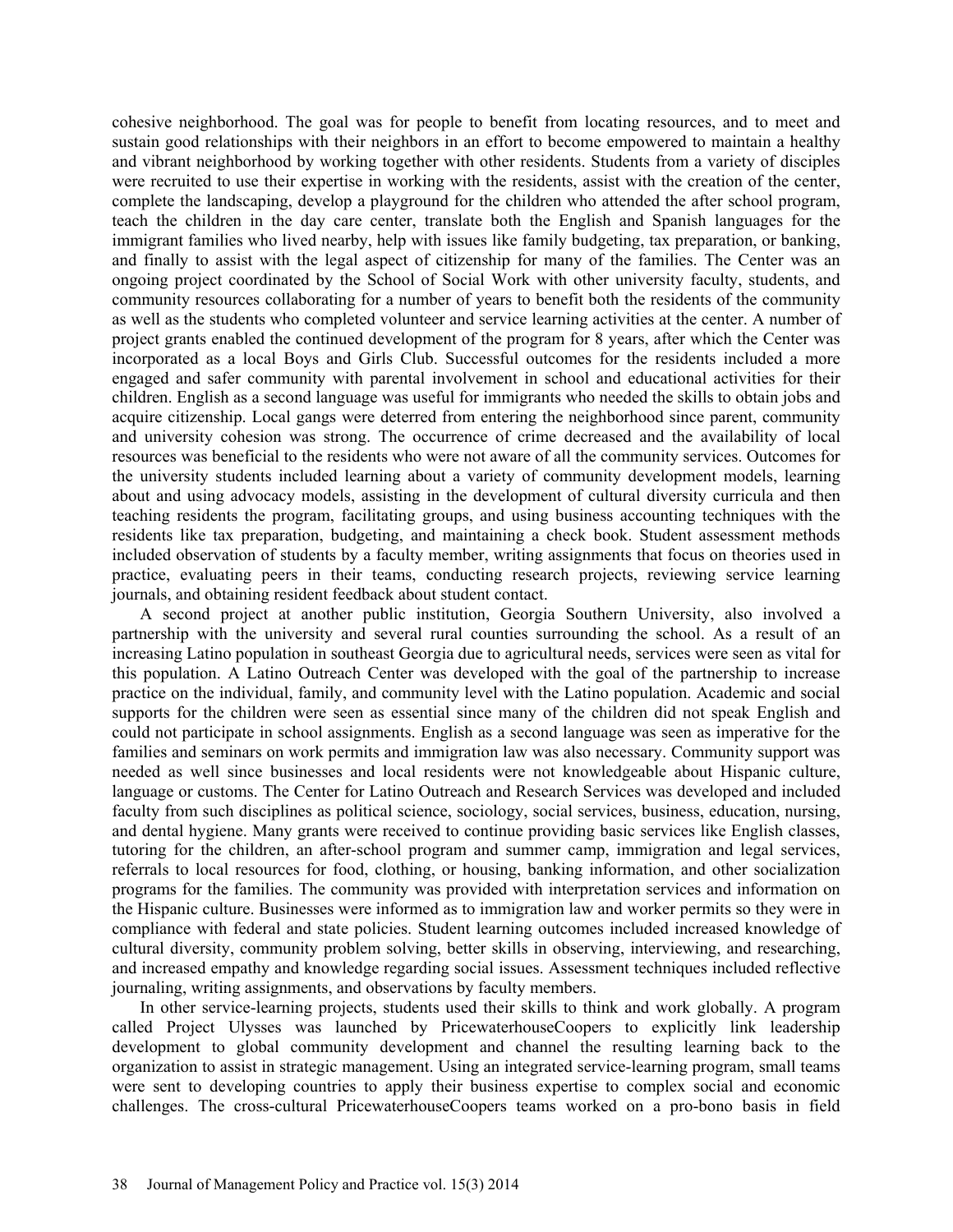cohesive neighborhood. The goal was for people to benefit from locating resources, and to meet and sustain good relationships with their neighbors in an effort to become empowered to maintain a healthy and vibrant neighborhood by working together with other residents. Students from a variety of disciples were recruited to use their expertise in working with the residents, assist with the creation of the center, complete the landscaping, develop a playground for the children who attended the after school program, teach the children in the day care center, translate both the English and Spanish languages for the immigrant families who lived nearby, help with issues like family budgeting, tax preparation, or banking, and finally to assist with the legal aspect of citizenship for many of the families. The Center was an ongoing project coordinated by the School of Social Work with other university faculty, students, and community resources collaborating for a number of years to benefit both the residents of the community as well as the students who completed volunteer and service learning activities at the center. A number of project grants enabled the continued development of the program for 8 years, after which the Center was incorporated as a local Boys and Girls Club. Successful outcomes for the residents included a more engaged and safer community with parental involvement in school and educational activities for their children. English as a second language was useful for immigrants who needed the skills to obtain jobs and acquire citizenship. Local gangs were deterred from entering the neighborhood since parent, community and university cohesion was strong. The occurrence of crime decreased and the availability of local resources was beneficial to the residents who were not aware of all the community services. Outcomes for the university students included learning about a variety of community development models, learning about and using advocacy models, assisting in the development of cultural diversity curricula and then teaching residents the program, facilitating groups, and using business accounting techniques with the residents like tax preparation, budgeting, and maintaining a check book. Student assessment methods included observation of students by a faculty member, writing assignments that focus on theories used in practice, evaluating peers in their teams, conducting research projects, reviewing service learning journals, and obtaining resident feedback about student contact.

A second project at another public institution, Georgia Southern University, also involved a partnership with the university and several rural counties surrounding the school. As a result of an increasing Latino population in southeast Georgia due to agricultural needs, services were seen as vital for this population. A Latino Outreach Center was developed with the goal of the partnership to increase practice on the individual, family, and community level with the Latino population. Academic and social supports for the children were seen as essential since many of the children did not speak English and could not participate in school assignments. English as a second language was seen as imperative for the families and seminars on work permits and immigration law was also necessary. Community support was needed as well since businesses and local residents were not knowledgeable about Hispanic culture, language or customs. The Center for Latino Outreach and Research Services was developed and included faculty from such disciplines as political science, sociology, social services, business, education, nursing, and dental hygiene. Many grants were received to continue providing basic services like English classes, tutoring for the children, an after-school program and summer camp, immigration and legal services, referrals to local resources for food, clothing, or housing, banking information, and other socialization programs for the families. The community was provided with interpretation services and information on the Hispanic culture. Businesses were informed as to immigration law and worker permits so they were in compliance with federal and state policies. Student learning outcomes included increased knowledge of cultural diversity, community problem solving, better skills in observing, interviewing, and researching, and increased empathy and knowledge regarding social issues. Assessment techniques included reflective journaling, writing assignments, and observations by faculty members.

In other service-learning projects, students used their skills to think and work globally. A program called Project Ulysses was launched by PricewaterhouseCoopers to explicitly link leadership development to global community development and channel the resulting learning back to the organization to assist in strategic management. Using an integrated service-learning program, small teams were sent to developing countries to apply their business expertise to complex social and economic challenges. The cross-cultural PricewaterhouseCoopers teams worked on a pro-bono basis in field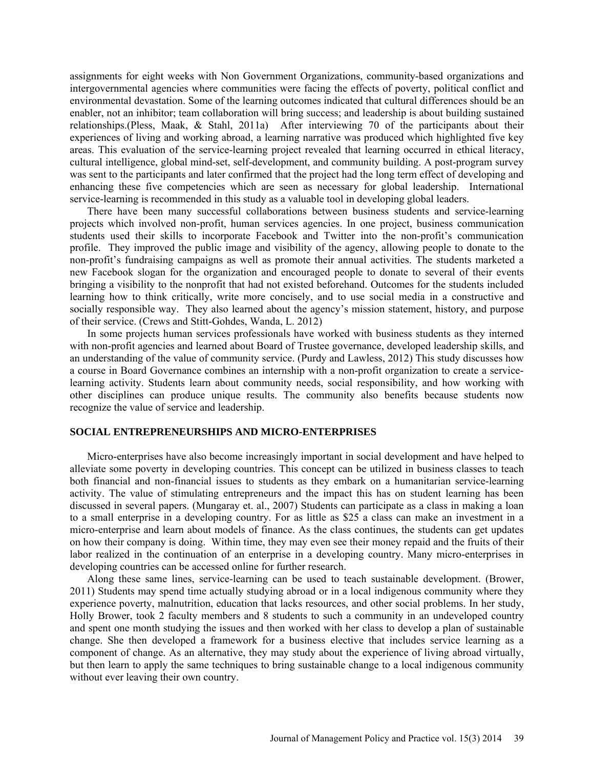assignments for eight weeks with Non Government Organizations, community-based organizations and intergovernmental agencies where communities were facing the effects of poverty, political conflict and environmental devastation. Some of the learning outcomes indicated that cultural differences should be an enabler, not an inhibitor; team collaboration will bring success; and leadership is about building sustained relationships.(Pless, Maak, & Stahl, 2011a) After interviewing 70 of the participants about their experiences of living and working abroad, a learning narrative was produced which highlighted five key areas. This evaluation of the service-learning project revealed that learning occurred in ethical literacy, cultural intelligence, global mind-set, self-development, and community building. A post-program survey was sent to the participants and later confirmed that the project had the long term effect of developing and enhancing these five competencies which are seen as necessary for global leadership. International service-learning is recommended in this study as a valuable tool in developing global leaders.

There have been many successful collaborations between business students and service-learning projects which involved non-profit, human services agencies. In one project, business communication students used their skills to incorporate Facebook and Twitter into the non-profit's communication profile. They improved the public image and visibility of the agency, allowing people to donate to the non-profit's fundraising campaigns as well as promote their annual activities. The students marketed a new Facebook slogan for the organization and encouraged people to donate to several of their events bringing a visibility to the nonprofit that had not existed beforehand. Outcomes for the students included learning how to think critically, write more concisely, and to use social media in a constructive and socially responsible way. They also learned about the agency's mission statement, history, and purpose of their service. (Crews and Stitt-Gohdes, Wanda, L. 2012)

In some projects human services professionals have worked with business students as they interned with non-profit agencies and learned about Board of Trustee governance, developed leadership skills, and an understanding of the value of community service. (Purdy and Lawless, 2012) This study discusses how a course in Board Governance combines an internship with a non-profit organization to create a service-learning activity. Students learn about community needs, social responsibility, and how working with other disciplines can produce unique results. The community also benefits because students now recognize the value of service and leadership.

## SOCIAL ENTREPRENEURSHIPS AND MICRO-ENTERPRISES

Micro-enterprises have also become increasingly important in social development and have helped to alleviate some poverty in developing countries. This concept can be utilized in business classes to teach both financial and non-financial issues to students as they embark on a humanitarian service-learning activity. The value of stimulating entrepreneurs and the impact this has on student learning has been discussed in several papers. (Mungaray et. al., 2007) Students can participate as a class in making a loan to a small enterprise in a developing country. For as little as $25 a class can make an investment in a micro-enterprise and learn about models of finance. As the class continues, the students can get updates on how their company is doing. Within time, they may even see their money repaid and the fruits of their labor realized in the continuation of an enterprise in a developing country. Many micro-enterprises in developing countries can be accessed online for further research.

Along these same lines, service-learning can be used to teach sustainable development. (Brower, 2011) Students may spend time actually studying abroad or in a local indigenous community where they experience poverty, malnutrition, education that lacks resources, and other social problems. In her study, Holly Brower, took 2 faculty members and 8 students to such a community in an undeveloped country and spent one month studying the issues and then worked with her class to develop a plan of sustainable change. She then developed a framework for a business elective that includes service learning as a component of change. As an alternative, they may study about the experience of living abroad virtually, but then learn to apply the same techniques to bring sustainable change to a local indigenous community without ever leaving their own country.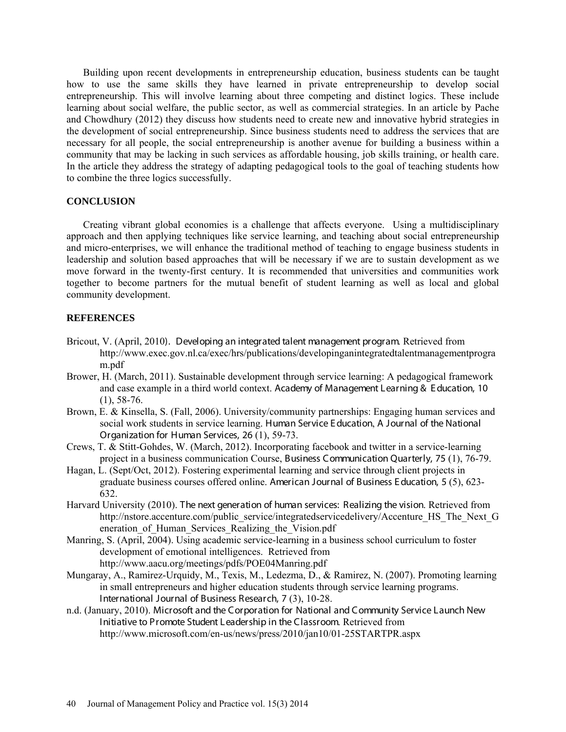Building upon recent developments in entrepreneurship education, business students can be taught how to use the same skills they have learned in private entrepreneurship to develop social entrepreneurship. This will involve learning about three competing and distinct logics. These include learning about social welfare, the public sector, as well as commercial strategies. In an article by Pache and Chowdhury (2012) they discuss how students need to create new and innovative hybrid strategies in the development of social entrepreneurship. Since business students need to address the services that are necessary for all people, the social entrepreneurship is another avenue for building a business within a community that may be lacking in such services as affordable housing, job skills training, or health care. In the article they address the strategy of adapting pedagogical tools to the goal of teaching students how to combine the three logics successfully.

## CONCLUSION

Creating vibrant global economies is a challenge that affects everyone. Using a multidisciplinary approach and then applying techniques like service learning, and teaching about social entrepreneurship and micro-enterprises, we will enhance the traditional method of teaching to engage business students in leadership and solution based approaches that will be necessary if we are to sustain development as we move forward in the twenty-first century. It is recommended that universities and communities work together to become partners for the mutual benefit of student learning as well as local and global community development.

## REFERENCES

Bricout, V. (April, 2010). *Developing an integrated talent management program.* Retrieved from http://www.exec.gov.nl.ca/exec/hrs/publications/developinganintegratedtalentmanagementprogram.pdf

Brower, H. (March, 2011). Sustainable development through service learning: A pedagogical framework and case example in a third world context. *Academy of Management Learning & Education, 10* (1), 58-76.

Brown, E. & Kinsella, S. (Fall, 2006). University/community partnerships: Engaging human services and social work students in service learning. *Human Service Education, A Journal of the National Organization for Human Services, 26* (1), 59-73.

Crews, T. & Stitt-Gohdes, W. (March, 2012). Incorporating facebook and twitter in a service-learning project in a business communication Course, *Business Communication Quarterly, 75* (1), 76-79.

Hagan, L. (Sept/Oct, 2012). Fostering experimental learning and service through client projects in graduate business courses offered online. *American Journal of Business Education, 5* (5), 623-632.

Harvard University (2010). *The next generation of human services: Realizing the vision.* Retrieved from http://nstore.accenture.com/public_service/integratedservicedelivery/Accenture_HS_The_Next_Generation_of_Human_Services_Realizing_the_Vision.pdf

Manring, S. (April, 2004). Using academic service-learning in a business school curriculum to foster development of emotional intelligences. Retrieved from http://www.aacu.org/meetings/pdfs/POE04Manring.pdf

Mungaray, A., Ramirez-Urquidy, M., Texis, M., Ledezma, D., & Ramirez, N. (2007). Promoting learning in small entrepreneurs and higher education students through service learning programs. *International Journal of Business Research, 7* (3), 10-28.

n.d. (January, 2010). *Microsoft and the Corporation for National and Community Service Launch New Initiative to Promote Student Leadership in the Classroom.* Retrieved from http://www.microsoft.com/en-us/news/press/2010/jan10/01-25STARTPR.aspx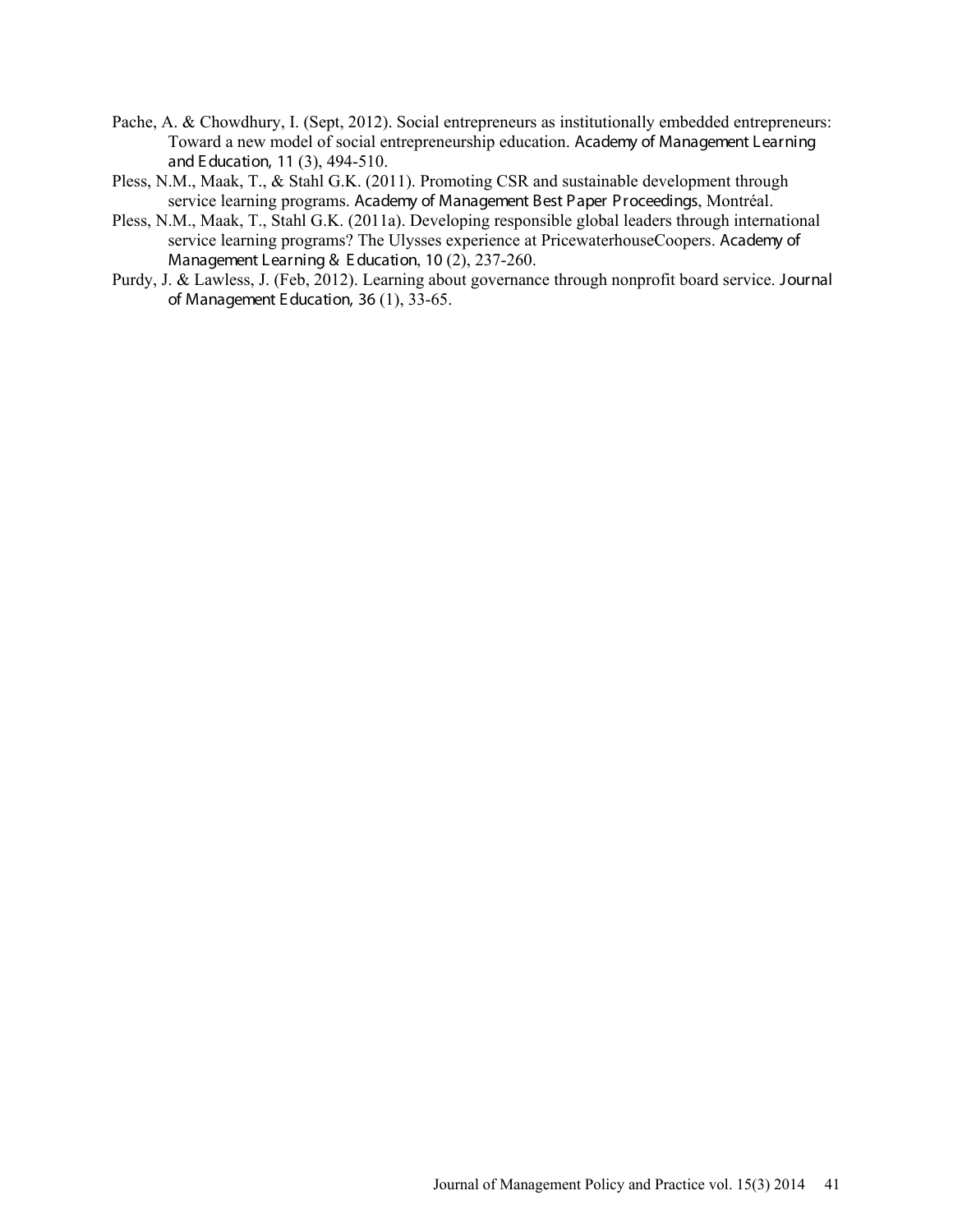Pache, A. & Chowdhury, I. (Sept, 2012). Social entrepreneurs as institutionally embedded entrepreneurs: Toward a new model of social entrepreneurship education. *Academy of Management Learning and Education, 11* (3), 494-510.

Pless, N.M., Maak, T., & Stahl G.K. (2011). Promoting CSR and sustainable development through service learning programs. *Academy of Management Best Paper Proceedings*, Montréal.

Pless, N.M., Maak, T., Stahl G.K. (2011a). Developing responsible global leaders through international service learning programs? The Ulysses experience at PricewaterhouseCoopers. *Academy of Management Learning & Education, 10* (2), 237-260.

Purdy, J. & Lawless, J. (Feb, 2012). Learning about governance through nonprofit board service. *Journal of Management Education, 36* (1), 33-65.